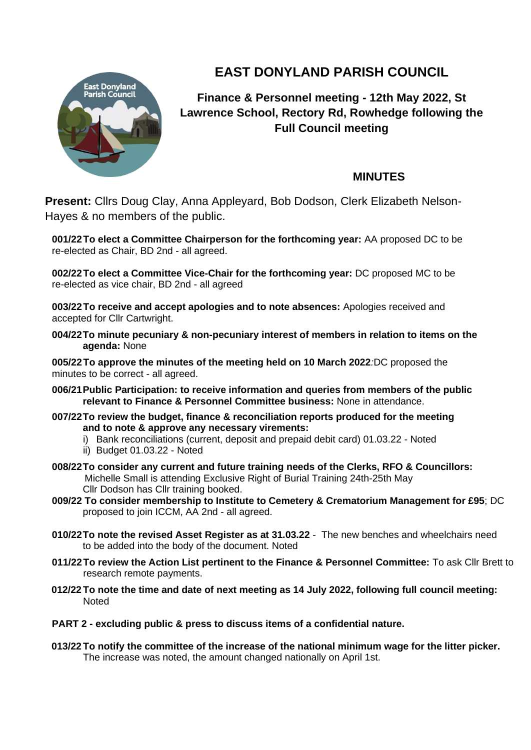# EAST DONYLAND PARISH COUNCIL

## Finance & Personnel meeting - 12th May 2022, St Lawrence School, Rectory Rd, Rowhedge following the Full Council meeting

## MINUTES

**Present:** Cllrs Doug Clay, Anna Appleyard, Bob Dodson, Clerk Elizabeth Nelson-Hayes & no members of the public.

**001/22 To elect a Committee Chairperson for the forthcoming year:** AA proposed DC to be re-elected as Chair, BD 2nd - all agreed.

**002/22 To elect a Committee Vice-Chair for the forthcoming year:** DC proposed MC to be re-elected as vice chair, BD 2nd - all agreed

**003/22 To receive and accept apologies and to note absences:** Apologies received and accepted for Cllr Cartwright.

**004/22 To minute pecuniary & non-pecuniary interest of members in relation to items on the agenda:** None

**005/22 To approve the minutes of the meeting held on 10 March 2022**:DC proposed the minutes to be correct - all agreed.

**006/21 Public Participation: to receive information and queries from members of the public relevant to Finance & Personnel Committee business:** None in attendance.

**007/22 To review the budget, finance & reconciliation reports produced for the meeting and to note & approve any necessary virements:**

i) Bank reconciliations (current, deposit and prepaid debit card) 01.03.22 - Noted
ii) Budget 01.03.22 - Noted

**008/22 To consider any current and future training needs of the Clerks, RFO & Councillors:**
Michelle Small is attending Exclusive Right of Burial Training 24th-25th May
Cllr Dodson has Cllr training booked.

**009/22 To consider membership to Institute to Cemetery & Crematorium Management for £95**; DC proposed to join ICCM, AA 2nd - all agreed.

**010/22 To note the revised Asset Register as at 31.03.22** - The new benches and wheelchairs need to be added into the body of the document. Noted

**011/22 To review the Action List pertinent to the Finance & Personnel Committee:** To ask Cllr Brett to research remote payments.

**012/22 To note the time and date of next meeting as 14 July 2022, following full council meeting:** Noted

**PART 2 - excluding public & press to discuss items of a confidential nature.**

**013/22 To notify the committee of the increase of the national minimum wage for the litter picker.** The increase was noted, the amount changed nationally on April 1st.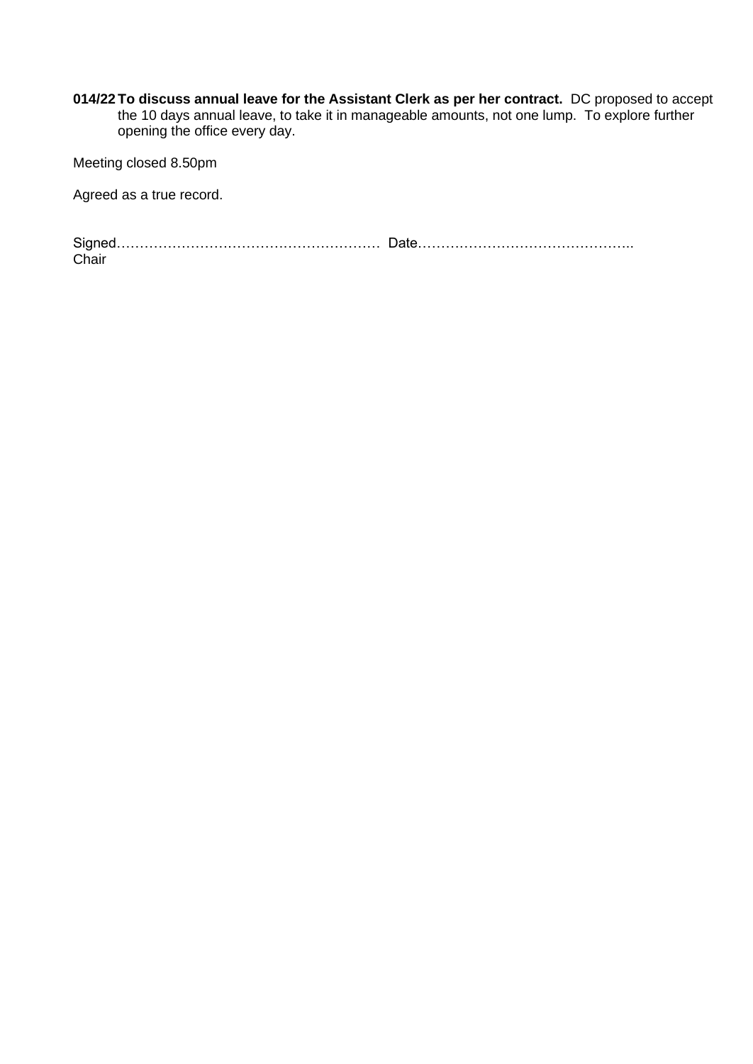**014/22 To discuss annual leave for the Assistant Clerk as per her contract.** DC proposed to accept the 10 days annual leave, to take it in manageable amounts, not one lump. To explore further opening the office every day.

Meeting closed 8.50pm

Agreed as a true record.

Signed………………………………………………… Date………………………………………..
Chair